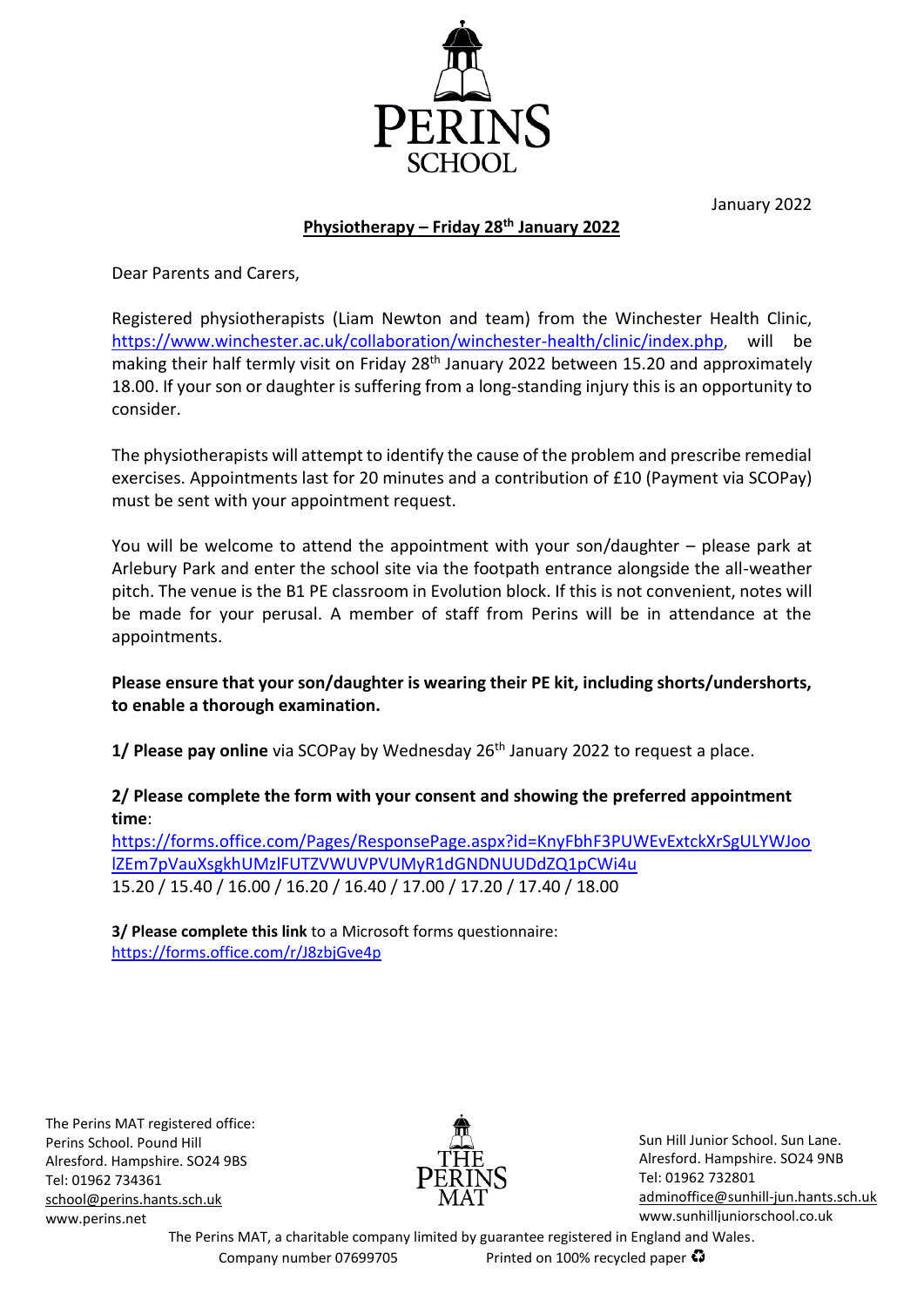PERINS SCHOOL

January 2022

## Physiotherapy – Friday 28th January 2022

Dear Parents and Carers,

Registered physiotherapists (Liam Newton and team) from the Winchester Health Clinic, https://www.winchester.ac.uk/collaboration/winchester-health/clinic/index.php, will be making their half termly visit on Friday 28th January 2022 between 15.20 and approximately 18.00. If your son or daughter is suffering from a long-standing injury this is an opportunity to consider.

The physiotherapists will attempt to identify the cause of the problem and prescribe remedial exercises. Appointments last for 20 minutes and a contribution of £10 (Payment via SCOPay) must be sent with your appointment request.

You will be welcome to attend the appointment with your son/daughter – please park at Arlebury Park and enter the school site via the footpath entrance alongside the all-weather pitch. The venue is the B1 PE classroom in Evolution block. If this is not convenient, notes will be made for your perusal. A member of staff from Perins will be in attendance at the appointments.

**Please ensure that your son/daughter is wearing their PE kit, including shorts/undershorts, to enable a thorough examination.**

**1/ Please pay online** via SCOPay by Wednesday 26th January 2022 to request a place.

**2/ Please complete the form with your consent and showing the preferred appointment time**:
https://forms.office.com/Pages/ResponsePage.aspx?id=KnyFbhF3PUWEvExtckXrSgULYWJoolZEm7pVauXsgkhUMzlFUTZVWUVPVUMyR1dGNDNUUDdZQ1pCWi4u
15.20 / 15.40 / 16.00 / 16.20 / 16.40 / 17.00 / 17.20 / 17.40 / 18.00

**3/ Please complete this link** to a Microsoft forms questionnaire:
https://forms.office.com/r/J8zbjGve4p

The Perins MAT registered office:
Perins School. Pound Hill
Alresford. Hampshire. SO24 9BS
Tel: 01962 734361
school@perins.hants.sch.uk
www.perins.net

THE PERINS MAT

Sun Hill Junior School. Sun Lane.
Alresford. Hampshire. SO24 9NB
Tel: 01962 732801
adminoffice@sunhill-jun.hants.sch.uk
www.sunhilljuniorschool.co.uk

The Perins MAT, a charitable company limited by guarantee registered in England and Wales.
Company number 07699705 Printed on 100% recycled paper ♻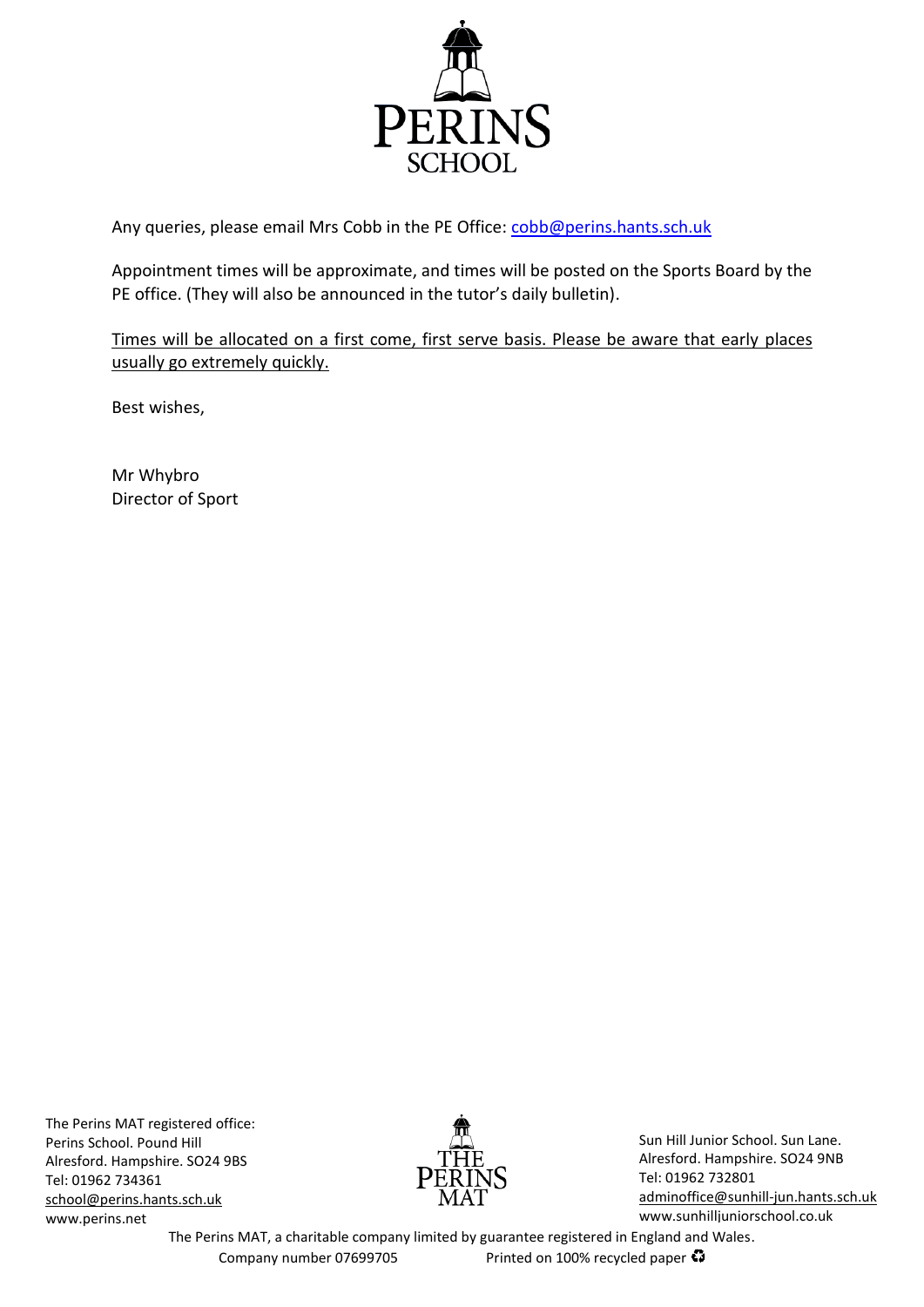Any queries, please email Mrs Cobb in the PE Office: cobb@perins.hants.sch.uk

Appointment times will be approximate, and times will be posted on the Sports Board by the PE office. (They will also be announced in the tutor's daily bulletin).

Times will be allocated on a first come, first serve basis. Please be aware that early places usually go extremely quickly.

Best wishes,

Mr Whybro
Director of Sport